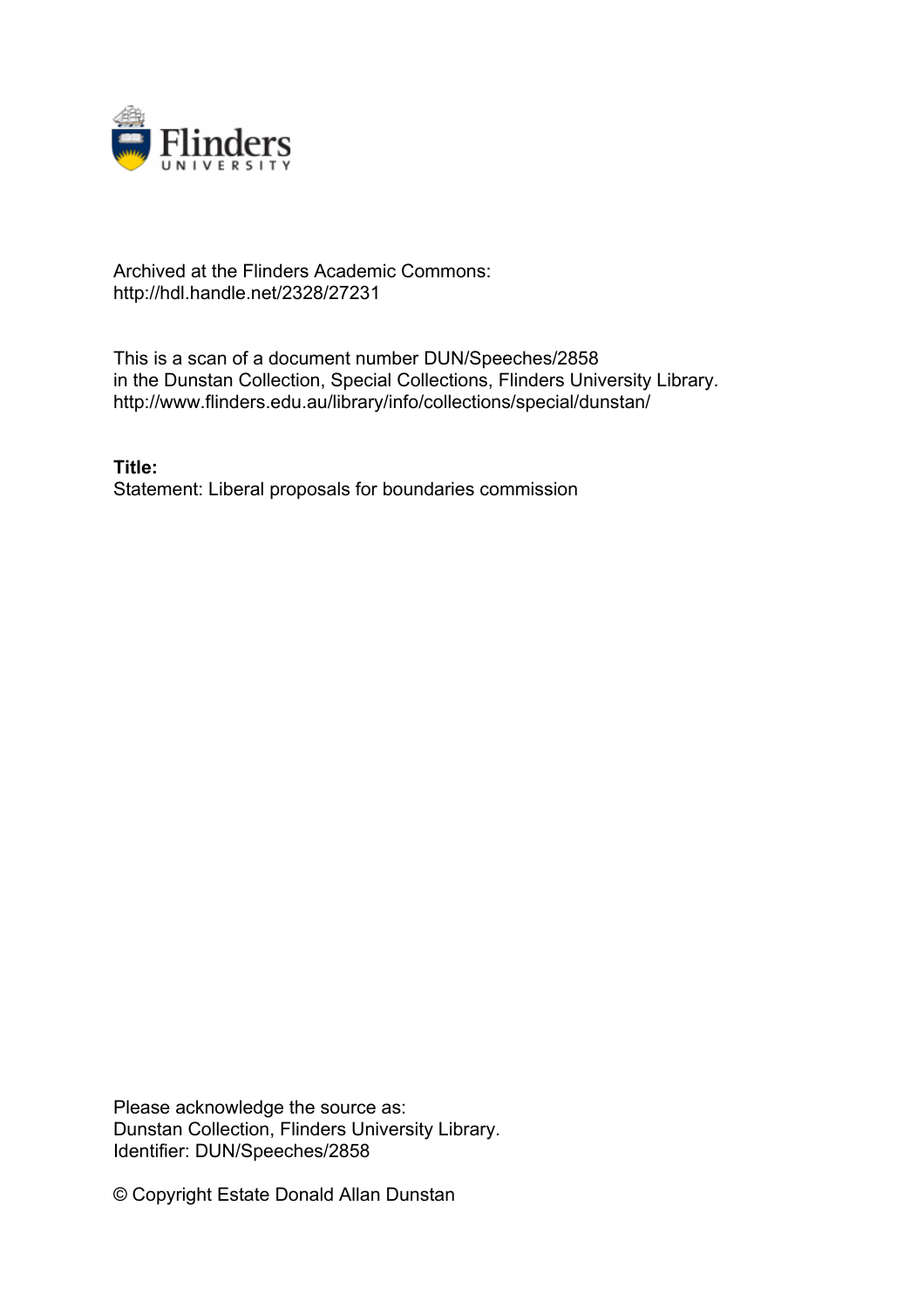Archived at the Flinders Academic Commons:
http://hdl.handle.net/2328/27231

This is a scan of a document number DUN/Speeches/2858
in the Dunstan Collection, Special Collections, Flinders University Library.
http://www.flinders.edu.au/library/info/collections/special/dunstan/

**Title:**
Statement: Liberal proposals for boundaries commission

Please acknowledge the source as:
Dunstan Collection, Flinders University Library.
Identifier: DUN/Speeches/2858

© Copyright Estate Donald Allan Dunstan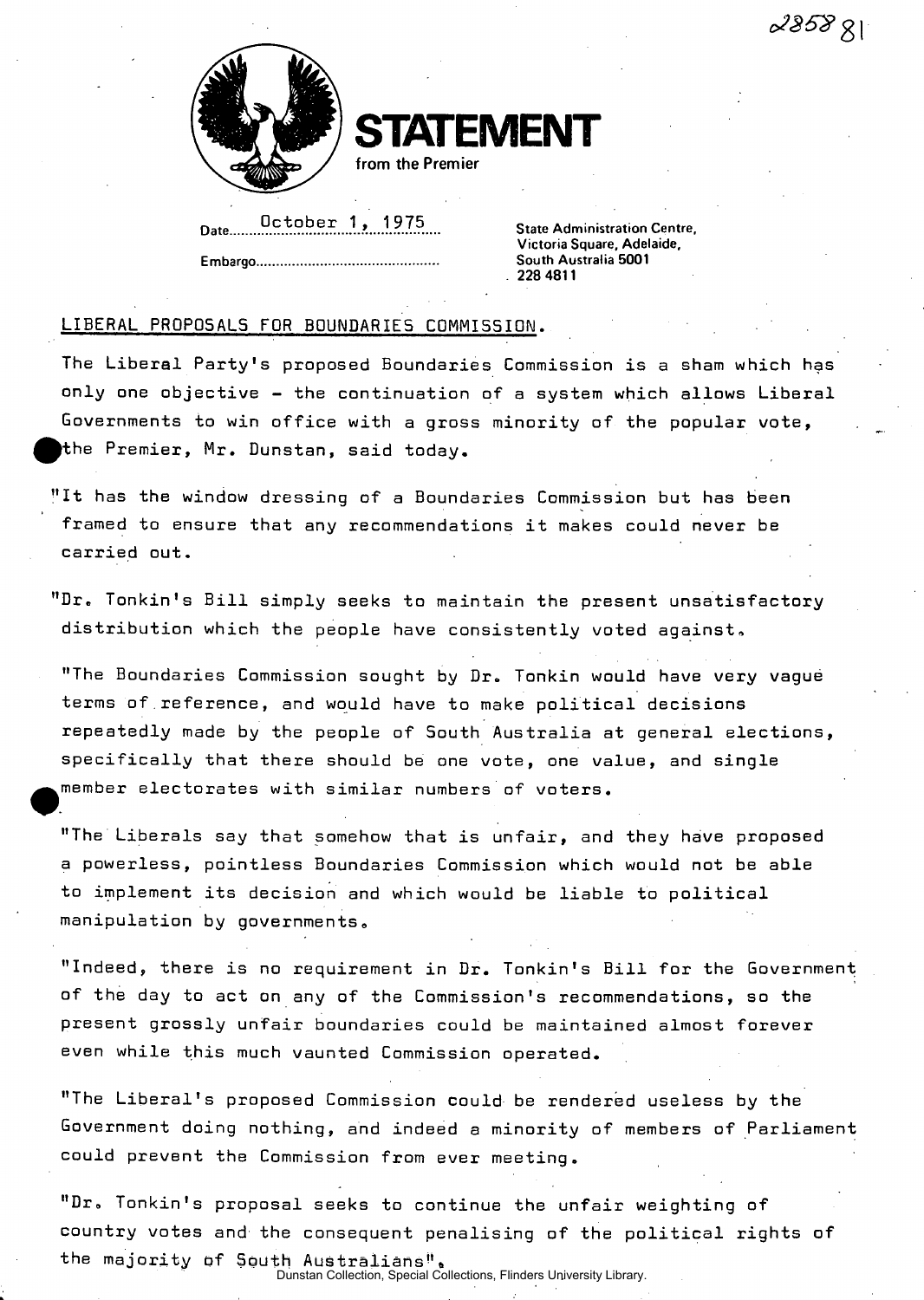285881

**STATEMENT**
from the Premier

Date October 1, 1975

Embargo.............................................

State Administration Centre,
Victoria Square, Adelaide,
South Australia 5001
228 4811

LIBERAL PROPOSALS FOR BOUNDARIES COMMISSION.

The Liberal Party's proposed Boundaries Commission is a sham which has only one objective - the continuation of a system which allows Liberal Governments to win office with a gross minority of the popular vote, the Premier, Mr. Dunstan, said today.

"It has the window dressing of a Boundaries Commission but has been framed to ensure that any recommendations it makes could never be carried out.

"Dr. Tonkin's Bill simply seeks to maintain the present unsatisfactory distribution which the people have consistently voted against.

"The Boundaries Commission sought by Dr. Tonkin would have very vague terms of reference, and would have to make political decisions repeatedly made by the people of South Australia at general elections, specifically that there should be one vote, one value, and single member electorates with similar numbers of voters.

"The Liberals say that somehow that is unfair, and they have proposed a powerless, pointless Boundaries Commission which would not be able to implement its decision and which would be liable to political manipulation by governments.

"Indeed, there is no requirement in Dr. Tonkin's Bill for the Government of the day to act on any of the Commission's recommendations, so the present grossly unfair boundaries could be maintained almost forever even while this much vaunted Commission operated.

"The Liberal's proposed Commission could be rendered useless by the Government doing nothing, and indeed a minority of members of Parliament could prevent the Commission from ever meeting.

"Dr. Tonkin's proposal seeks to continue the unfair weighting of country votes and the consequent penalising of the political rights of the majority of South Australians".

Dunstan Collection, Special Collections, Flinders University Library.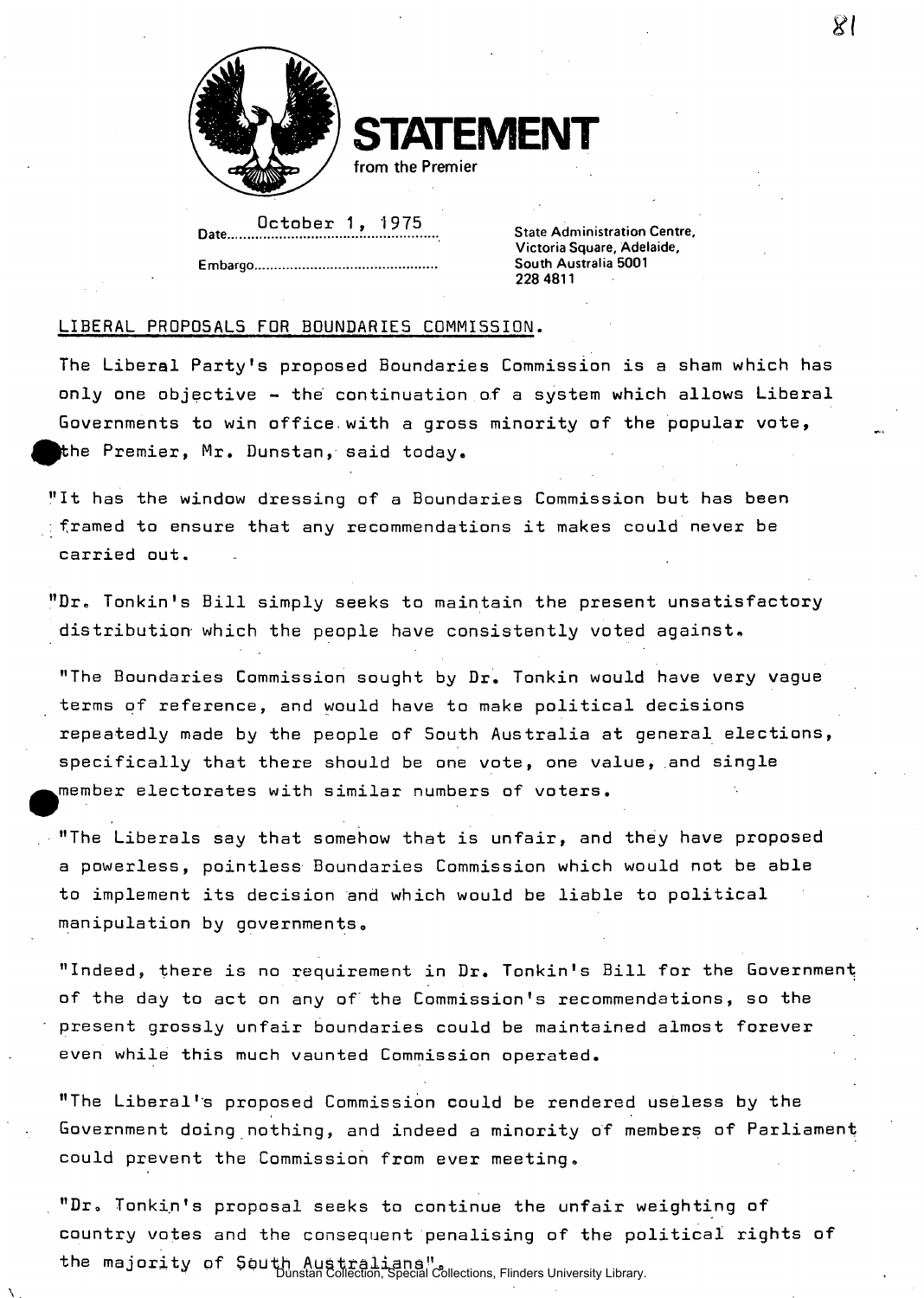# STATEMENT

from the Premier

Date October 1, 1975

Embargo

State Administration Centre,
Victoria Square, Adelaide,
South Australia 5001
228 4811

LIBERAL PROPOSALS FOR BOUNDARIES COMMISSION.

The Liberal Party's proposed Boundaries Commission is a sham which has only one objective - the continuation of a system which allows Liberal Governments to win office with a gross minority of the popular vote, the Premier, Mr. Dunstan, said today.

"It has the window dressing of a Boundaries Commission but has been framed to ensure that any recommendations it makes could never be carried out.

"Dr. Tonkin's Bill simply seeks to maintain the present unsatisfactory distribution which the people have consistently voted against.

"The Boundaries Commission sought by Dr. Tonkin would have very vague terms of reference, and would have to make political decisions repeatedly made by the people of South Australia at general elections, specifically that there should be one vote, one value, and single member electorates with similar numbers of voters.

"The Liberals say that somehow that is unfair, and they have proposed a powerless, pointless Boundaries Commission which would not be able to implement its decision and which would be liable to political manipulation by governments.

"Indeed, there is no requirement in Dr. Tonkin's Bill for the Government of the day to act on any of the Commission's recommendations, so the present grossly unfair boundaries could be maintained almost forever even while this much vaunted Commission operated.

"The Liberal's proposed Commission could be rendered useless by the Government doing nothing, and indeed a minority of members of Parliament could prevent the Commission from ever meeting.

"Dr. Tonkin's proposal seeks to continue the unfair weighting of country votes and the consequent penalising of the political rights of the majority of South Australians".

Dunstan Collection, Special Collections, Flinders University Library.